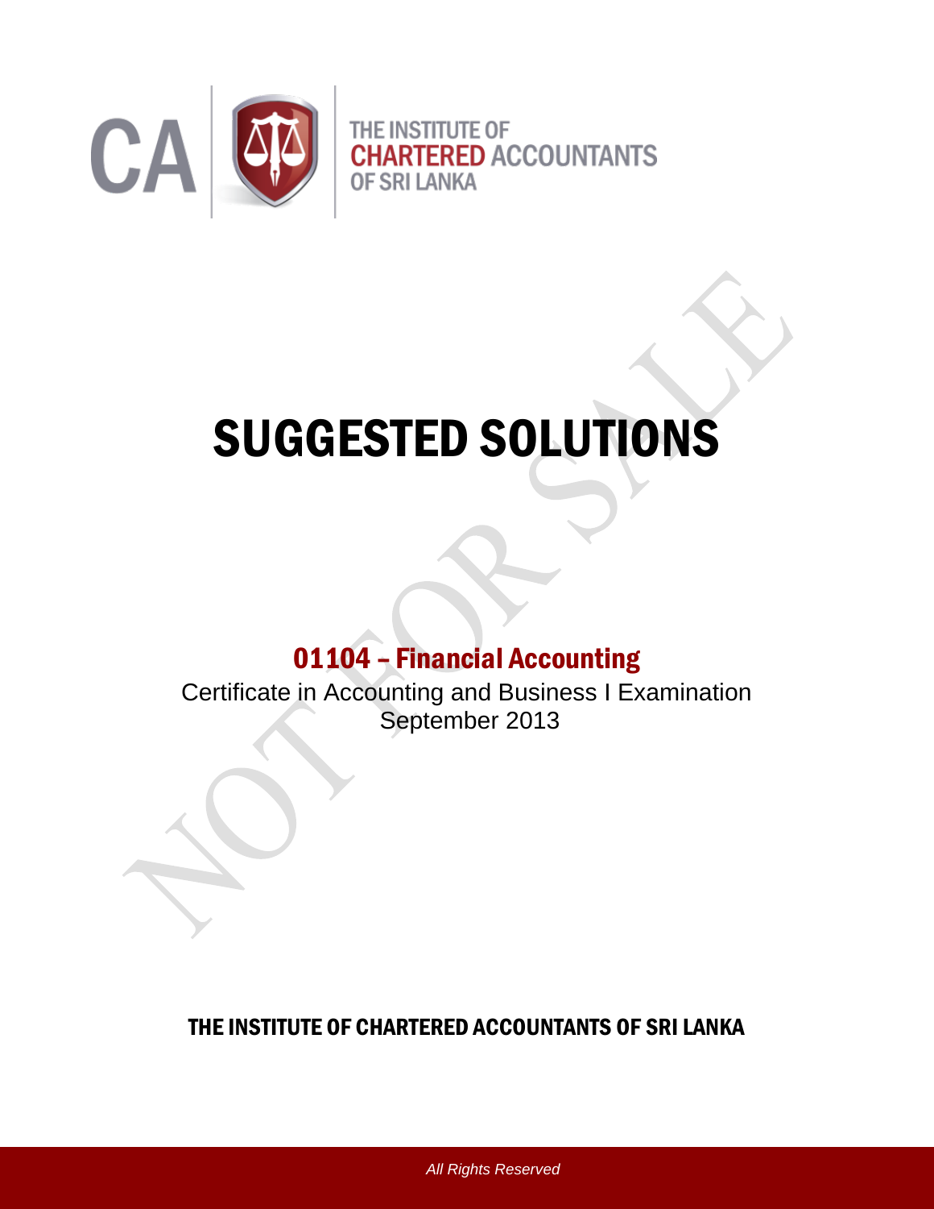CA

THE INSTITUTE OF
CHARTERED ACCOUNTANTS
OF SRI LANKA

# SUGGESTED SOLUTIONS

## 01104 – Financial Accounting

Certificate in Accounting and Business I Examination
September 2013

**THE INSTITUTE OF CHARTERED ACCOUNTANTS OF SRI LANKA**

*All Rights Reserved*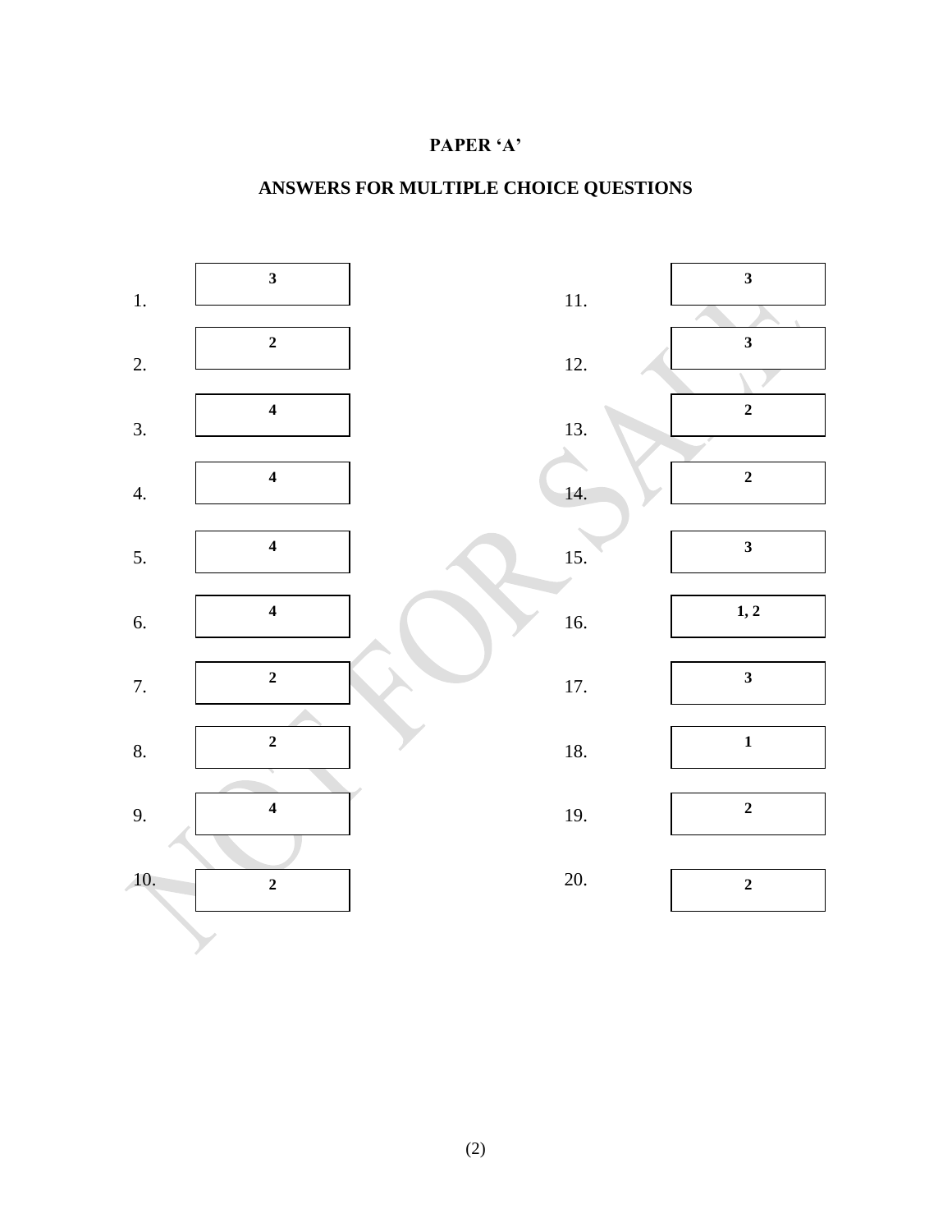**PAPER 'A'**

**ANSWERS FOR MULTIPLE CHOICE QUESTIONS**

| Question | Answer | Question | Answer |
|---|---|---|---|
| 1. | 3 | 11. | 3 |
| 2. | 2 | 12. | 3 |
| 3. | 4 | 13. | 2 |
| 4. | 4 | 14. | 2 |
| 5. | 4 | 15. | 3 |
| 6. | 4 | 16. | 1, 2 |
| 7. | 2 | 17. | 3 |
| 8. | 2 | 18. | 1 |
| 9. | 4 | 19. | 2 |
| 10. | 2 | 20. | 2 |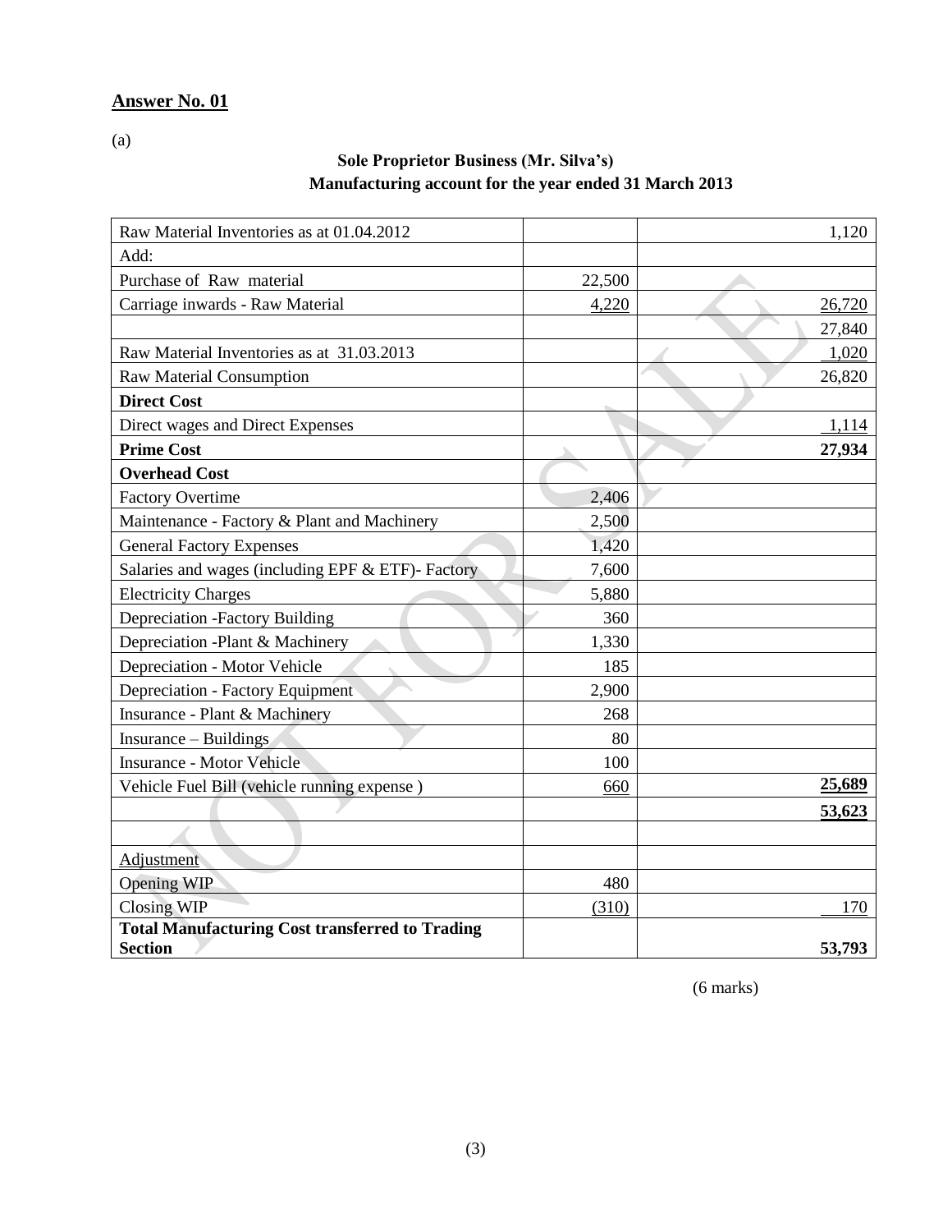**Answer No. 01**

(a)

**Sole Proprietor Business (Mr. Silva's)**
**Manufacturing account for the year ended 31 March 2013**

| | | |
|---|---|---|
| Raw Material Inventories as at 01.04.2012 | | 1,120 |
| Add: | | |
| Purchase of Raw material | 22,500 | |
| Carriage inwards - Raw Material | 4,220 | 26,720 |
| | | 27,840 |
| Raw Material Inventories as at 31.03.2013 | | 1,020 |
| Raw Material Consumption | | 26,820 |
| **Direct Cost** | | |
| Direct wages and Direct Expenses | | 1,114 |
| **Prime Cost** | | **27,934** |
| **Overhead Cost** | | |
| Factory Overtime | 2,406 | |
| Maintenance - Factory & Plant and Machinery | 2,500 | |
| General Factory Expenses | 1,420 | |
| Salaries and wages (including EPF & ETF)- Factory | 7,600 | |
| Electricity Charges | 5,880 | |
| Depreciation -Factory Building | 360 | |
| Depreciation -Plant & Machinery | 1,330 | |
| Depreciation - Motor Vehicle | 185 | |
| Depreciation - Factory Equipment | 2,900 | |
| Insurance - Plant & Machinery | 268 | |
| Insurance – Buildings | 80 | |
| Insurance - Motor Vehicle | 100 | |
| Vehicle Fuel Bill (vehicle running expense ) | 660 | **25,689** |
| | | **53,623** |
| | | |
| Adjustment | | |
| Opening WIP | 480 | |
| Closing WIP | (310) | 170 |
| **Total Manufacturing Cost transferred to Trading Section** | | **53,793** |

(6 marks)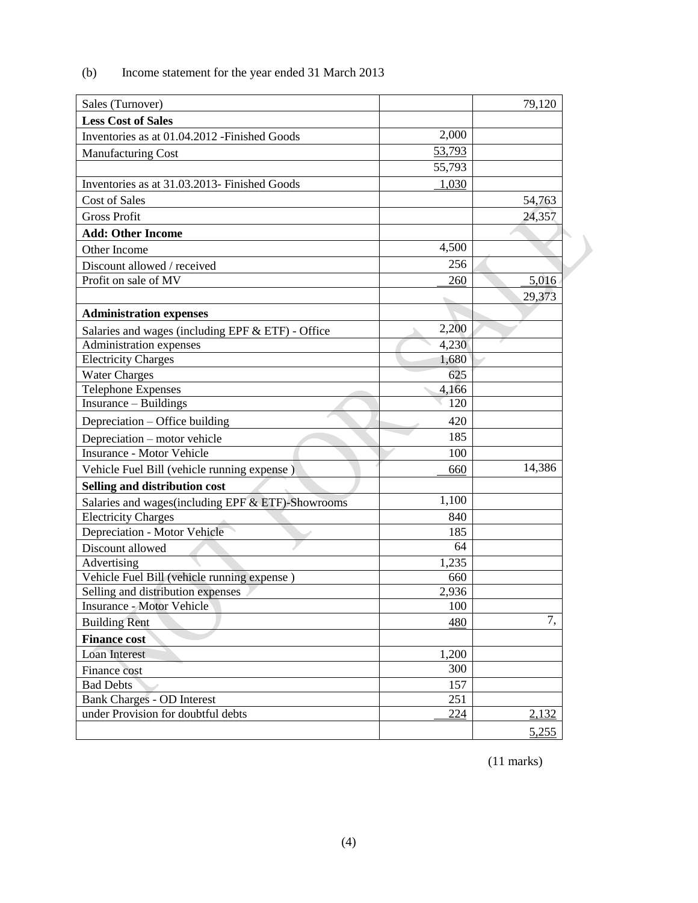(b) Income statement for the year ended 31 March 2013

| Sales (Turnover) | | 79,120 |
|---|---|---|
| **Less Cost of Sales** | | |
| Inventories as at 01.04.2012 -Finished Goods | 2,000 | |
| Manufacturing Cost | 53,793 | |
| | 55,793 | |
| Inventories as at 31.03.2013- Finished Goods | 1,030 | |
| Cost of Sales | | 54,763 |
| Gross Profit | | 24,357 |
| **Add: Other Income** | | |
| Other Income | 4,500 | |
| Discount allowed / received | 256 | |
| Profit on sale of MV | 260 | 5,016 |
| | | 29,373 |
| **Administration expenses** | | |
| Salaries and wages (including EPF & ETF) - Office | 2,200 | |
| Administration expenses | 4,230 | |
| Electricity Charges | 1,680 | |
| Water Charges | 625 | |
| Telephone Expenses | 4,166 | |
| Insurance – Buildings | 120 | |
| Depreciation – Office building | 420 | |
| Depreciation – motor vehicle | 185 | |
| Insurance - Motor Vehicle | 100 | |
| Vehicle Fuel Bill (vehicle running expense ) | 660 | 14,386 |
| **Selling and distribution cost** | | |
| Salaries and wages(including EPF & ETF)-Showrooms | 1,100 | |
| Electricity Charges | 840 | |
| Depreciation - Motor Vehicle | 185 | |
| Discount allowed | 64 | |
| Advertising | 1,235 | |
| Vehicle Fuel Bill (vehicle running expense ) | 660 | |
| Selling and distribution expenses | 2,936 | |
| Insurance - Motor Vehicle | 100 | |
| Building Rent | 480 | 7, |
| **Finance cost** | | |
| Loan Interest | 1,200 | |
| Finance cost | 300 | |
| Bad Debts | 157 | |
| Bank Charges - OD Interest | 251 | |
| under Provision for doubtful debts | 224 | 2,132 |
| | | 5,255 |

(11 marks)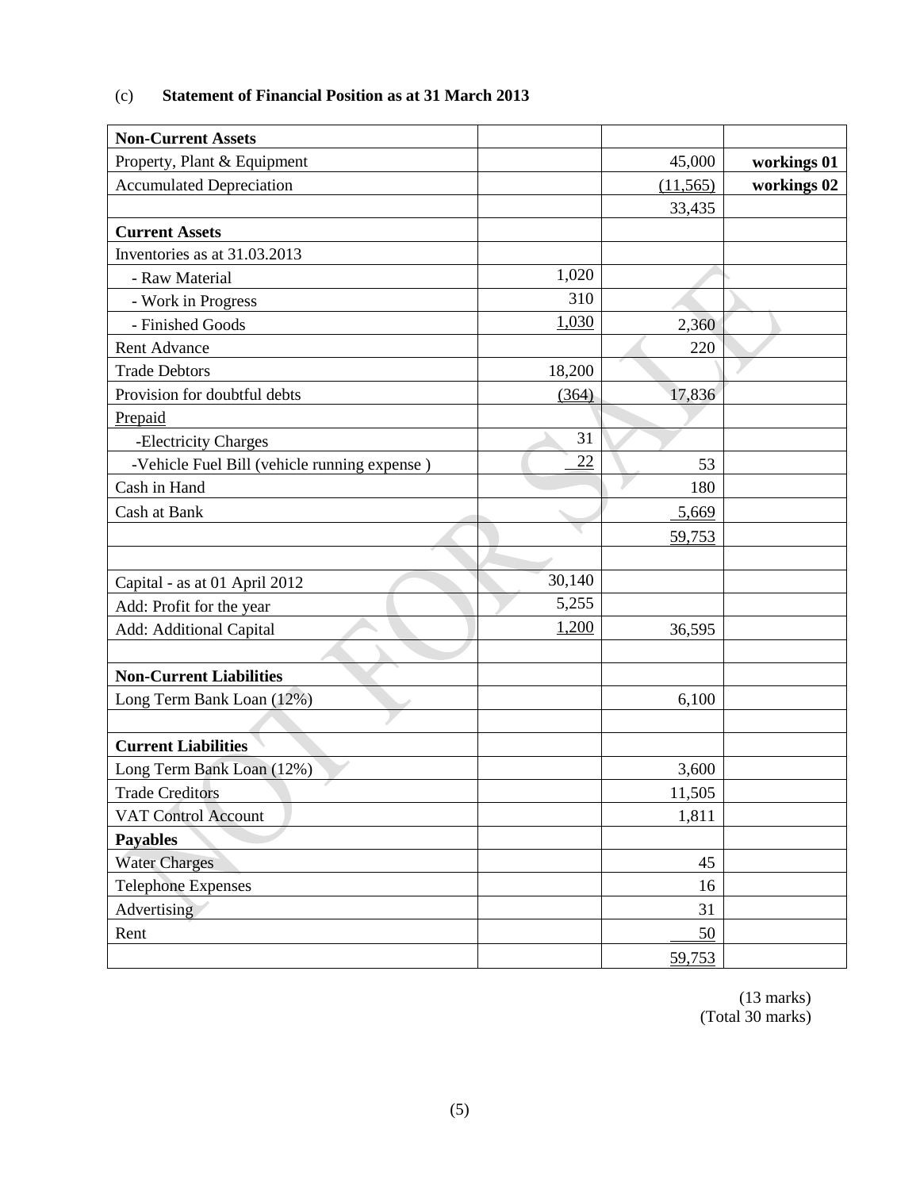(c) **Statement of Financial Position as at 31 March 2013**

| | | | |
|---|---|---|---|
| **Non-Current Assets** | | | |
| Property, Plant & Equipment | | 45,000 | **workings 01** |
| Accumulated Depreciation | | (11,565) | **workings 02** |
| | | 33,435 | |
| **Current Assets** | | | |
| Inventories as at 31.03.2013 | | | |
| - Raw Material | 1,020 | | |
| - Work in Progress | 310 | | |
| - Finished Goods | 1,030 | 2,360 | |
| Rent Advance | | 220 | |
| Trade Debtors | 18,200 | | |
| Provision for doubtful debts | (364) | 17,836 | |
| Prepaid | | | |
| -Electricity Charges | 31 | | |
| -Vehicle Fuel Bill (vehicle running expense ) | 22 | 53 | |
| Cash in Hand | | 180 | |
| Cash at Bank | | 5,669 | |
| | | 59,753 | |
| | | | |
| Capital - as at 01 April 2012 | 30,140 | | |
| Add: Profit for the year | 5,255 | | |
| Add: Additional Capital | 1,200 | 36,595 | |
| | | | |
| **Non-Current Liabilities** | | | |
| Long Term Bank Loan (12%) | | 6,100 | |
| | | | |
| **Current Liabilities** | | | |
| Long Term Bank Loan (12%) | | 3,600 | |
| Trade Creditors | | 11,505 | |
| VAT Control Account | | 1,811 | |
| **Payables** | | | |
| Water Charges | | 45 | |
| Telephone Expenses | | 16 | |
| Advertising | | 31 | |
| Rent | | 50 | |
| | | 59,753 | |

(13 marks)
(Total 30 marks)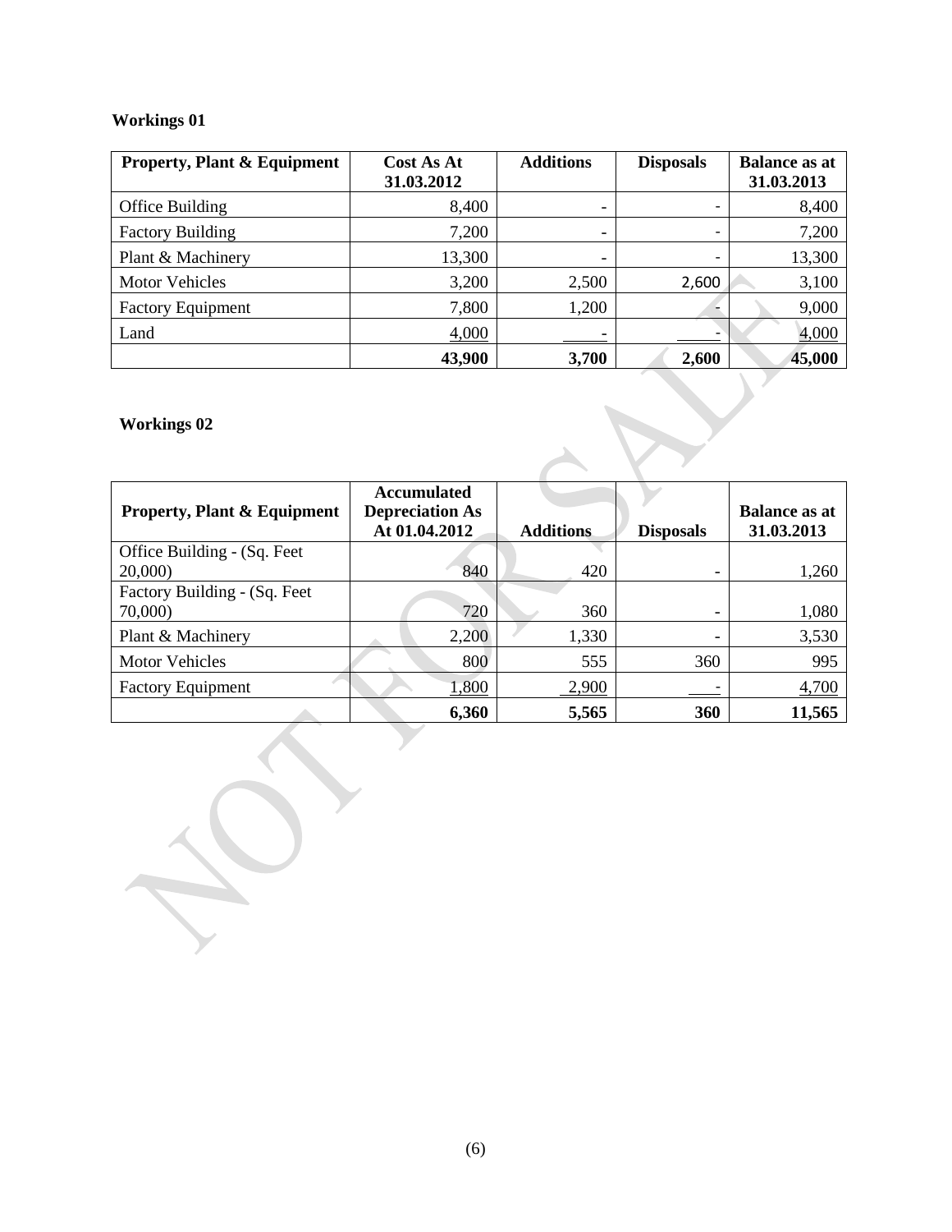**Workings 01**

| Property, Plant & Equipment | Cost As At 31.03.2012 | Additions | Disposals | Balance as at 31.03.2013 |
|---|---|---|---|---|
| Office Building | 8,400 | - | - | 8,400 |
| Factory Building | 7,200 | - | - | 7,200 |
| Plant & Machinery | 13,300 | - | - | 13,300 |
| Motor Vehicles | 3,200 | 2,500 | 2,600 | 3,100 |
| Factory Equipment | 7,800 | 1,200 | - | 9,000 |
| Land | 4,000 | - | - | 4,000 |
| | **43,900** | **3,700** | **2,600** | **45,000** |

**Workings 02**

| Property, Plant & Equipment | Accumulated Depreciation As At 01.04.2012 | Additions | Disposals | Balance as at 31.03.2013 |
|---|---|---|---|---|
| Office Building - (Sq. Feet 20,000) | 840 | 420 | - | 1,260 |
| Factory Building - (Sq. Feet 70,000) | 720 | 360 | - | 1,080 |
| Plant & Machinery | 2,200 | 1,330 | - | 3,530 |
| Motor Vehicles | 800 | 555 | 360 | 995 |
| Factory Equipment | 1,800 | 2,900 | - | 4,700 |
| | **6,360** | **5,565** | **360** | **11,565** |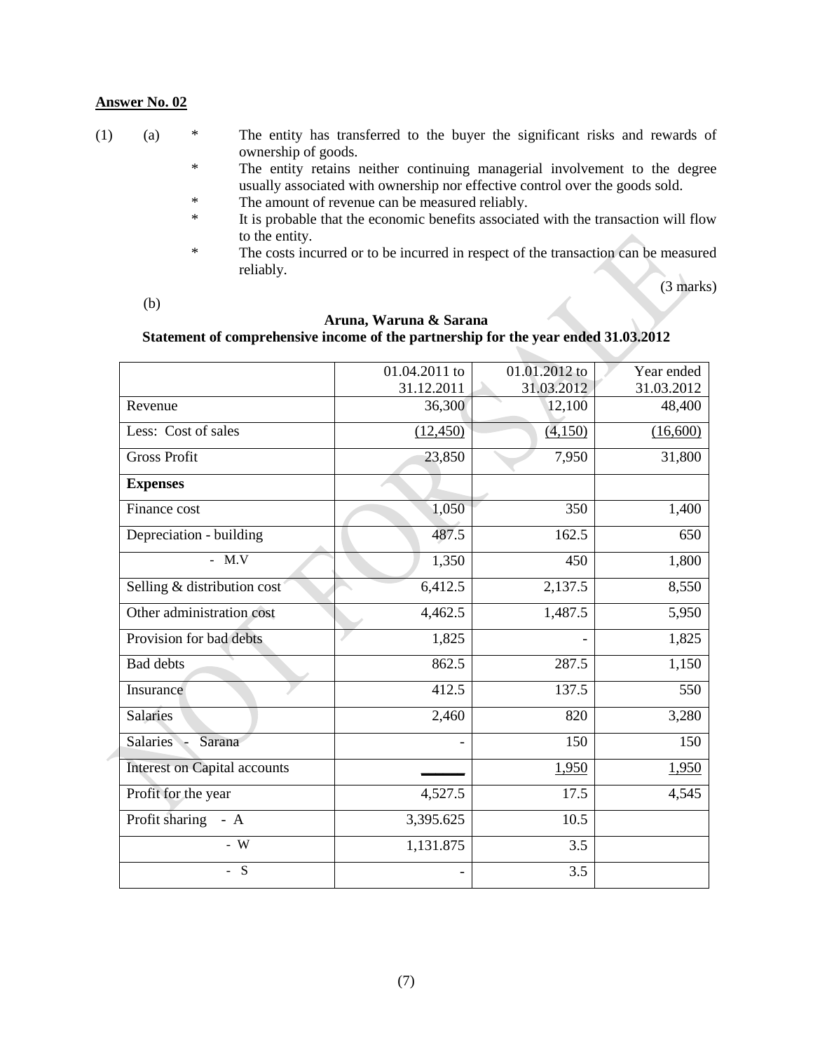**Answer No. 02**

(1) (a)

- * The entity has transferred to the buyer the significant risks and rewards of ownership of goods.
- * The entity retains neither continuing managerial involvement to the degree usually associated with ownership nor effective control over the goods sold.
- * The amount of revenue can be measured reliably.
- * It is probable that the economic benefits associated with the transaction will flow to the entity.
- * The costs incurred or to be incurred in respect of the transaction can be measured reliably.

(3 marks)

(b)

**Aruna, Waruna & Sarana**
**Statement of comprehensive income of the partnership for the year ended 31.03.2012**

| | 01.04.2011 to 31.12.2011 | 01.01.2012 to 31.03.2012 | Year ended 31.03.2012 |
|---|---|---|---|
| Revenue | 36,300 | 12,100 | 48,400 |
| Less: Cost of sales | (12,450) | (4,150) | (16,600) |
| Gross Profit | 23,850 | 7,950 | 31,800 |
| **Expenses** | | | |
| Finance cost | 1,050 | 350 | 1,400 |
| Depreciation - building | 487.5 | 162.5 | 650 |
| - M.V | 1,350 | 450 | 1,800 |
| Selling & distribution cost | 6,412.5 | 2,137.5 | 8,550 |
| Other administration cost | 4,462.5 | 1,487.5 | 5,950 |
| Provision for bad debts | 1,825 | - | 1,825 |
| Bad debts | 862.5 | 287.5 | 1,150 |
| Insurance | 412.5 | 137.5 | 550 |
| Salaries | 2,460 | 820 | 3,280 |
| Salaries - Sarana | - | 150 | 150 |
| Interest on Capital accounts | ______ | 1,950 | 1,950 |
| Profit for the year | 4,527.5 | 17.5 | 4,545 |
| Profit sharing - A | 3,395.625 | 10.5 | |
| - W | 1,131.875 | 3.5 | |
| - S | - | 3.5 | |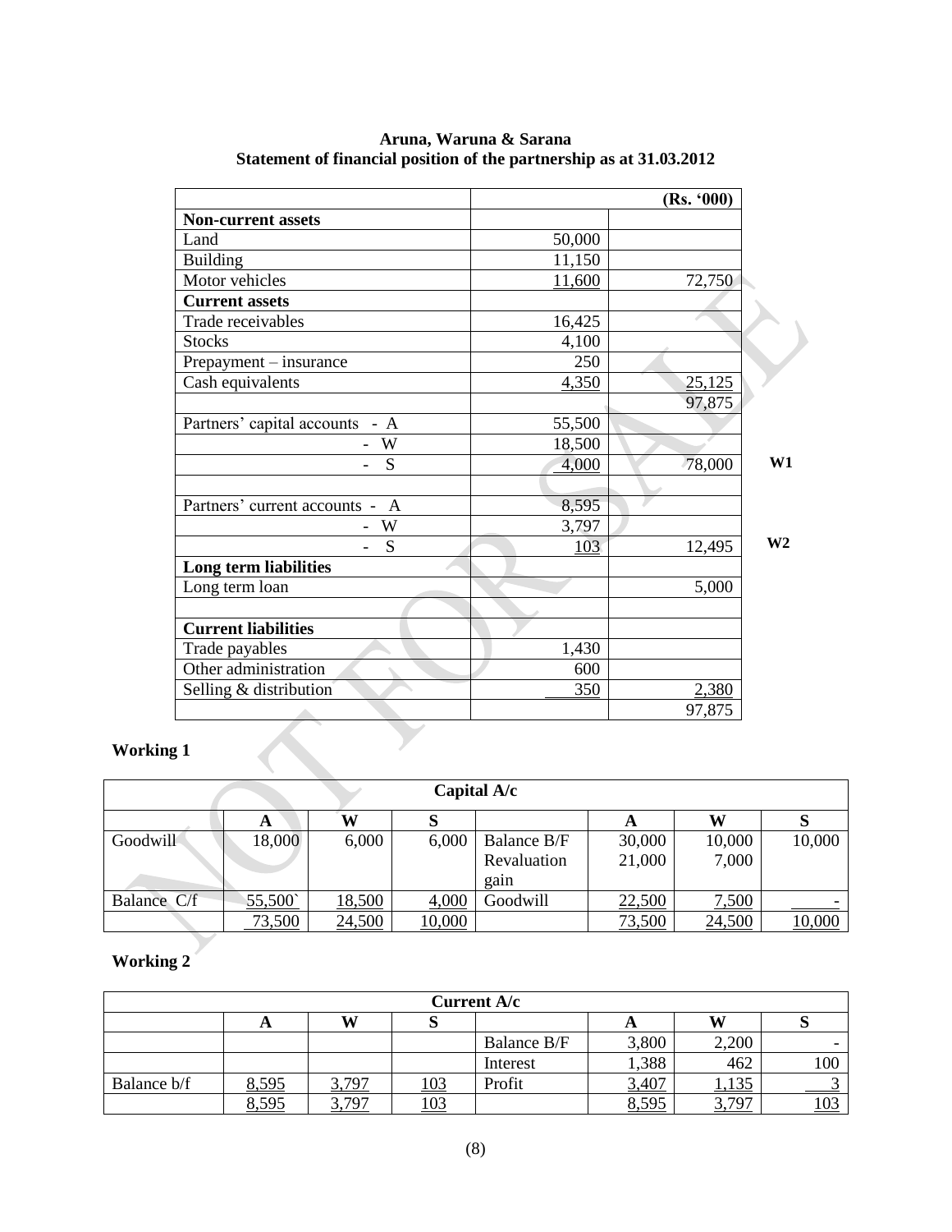**Aruna, Waruna & Sarana**
**Statement of financial position of the partnership as at 31.03.2012**

| | | (Rs. '000) | |
|---|---|---|---|
| **Non-current assets** | | | |
| Land | 50,000 | | |
| Building | 11,150 | | |
| Motor vehicles | 11,600 | 72,750 | |
| **Current assets** | | | |
| Trade receivables | 16,425 | | |
| Stocks | 4,100 | | |
| Prepayment – insurance | 250 | | |
| Cash equivalents | 4,350 | 25,125 | |
| | | 97,875 | |
| Partners' capital accounts - A | 55,500 | | |
| - W | 18,500 | | |
| - S | 4,000 | 78,000 | **W1** |
| | | | |
| Partners' current accounts - A | 8,595 | | |
| - W | 3,797 | | |
| - S | 103 | 12,495 | **W2** |
| **Long term liabilities** | | | |
| Long term loan | | 5,000 | |
| | | | |
| **Current liabilities** | | | |
| Trade payables | 1,430 | | |
| Other administration | 600 | | |
| Selling & distribution | 350 | 2,380 | |
| | | 97,875 | |

**Working 1**

| Capital A/c | | | | | | | |
|---|---|---|---|---|---|---|---|
| | **A** | **W** | **S** | | **A** | **W** | **S** |
| Goodwill | 18,000 | 6,000 | 6,000 | Balance B/F | 30,000 | 10,000 | 10,000 |
| | | | | Revaluation gain | 21,000 | 7,000 | |
| Balance C/f | 55,500` | 18,500 | 4,000 | Goodwill | 22,500 | 7,500 | - |
| | 73,500 | 24,500 | 10,000 | | 73,500 | 24,500 | 10,000 |

**Working 2**

| Current A/c | | | | | | | |
|---|---|---|---|---|---|---|---|
| | **A** | **W** | **S** | | **A** | **W** | **S** |
| | | | | Balance B/F | 3,800 | 2,200 | - |
| | | | | Interest | 1,388 | 462 | 100 |
| Balance b/f | 8,595 | 3,797 | 103 | Profit | 3,407 | 1,135 | 3 |
| | 8,595 | 3,797 | 103 | | 8,595 | 3,797 | 103 |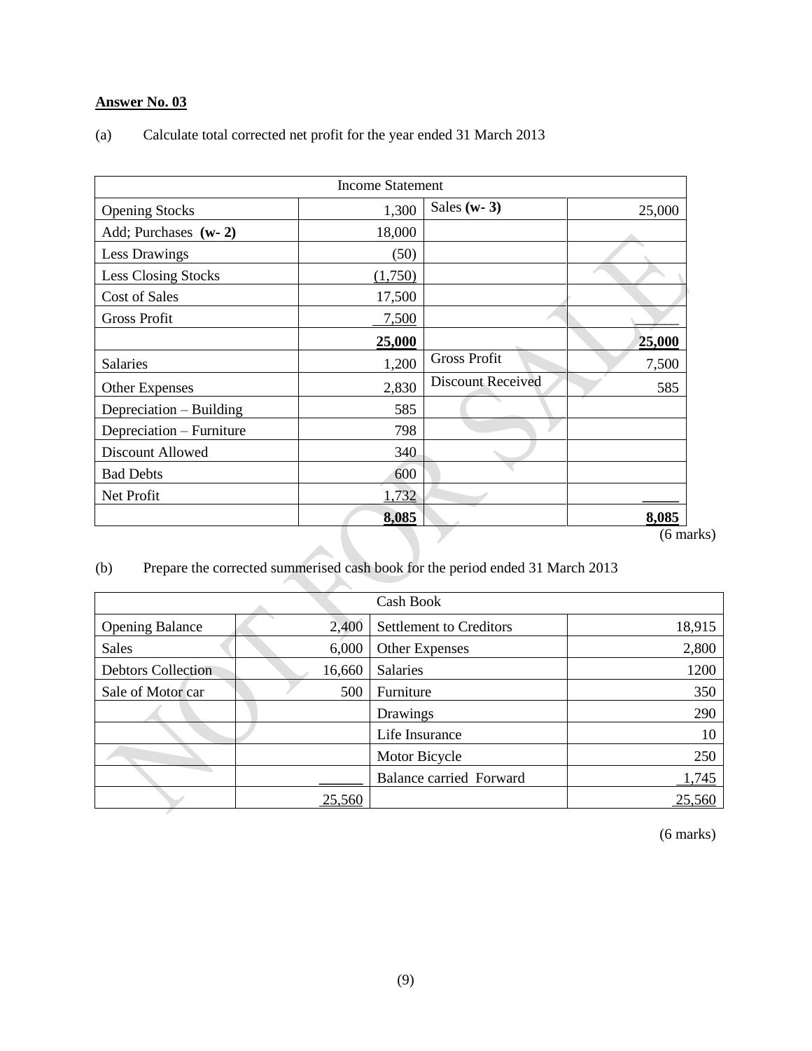**Answer No. 03**

(a) Calculate total corrected net profit for the year ended 31 March 2013

| Income Statement | | | |
|---|---|---|---|
| Opening Stocks | 1,300 | Sales **(w- 3)** | 25,000 |
| Add; Purchases **(w- 2)** | 18,000 | | |
| Less Drawings | (50) | | |
| Less Closing Stocks | (1,750) | | |
| Cost of Sales | 17,500 | | |
| Gross Profit | 7,500 | | |
| | **25,000** | | **25,000** |
| Salaries | 1,200 | Gross Profit | 7,500 |
| Other Expenses | 2,830 | Discount Received | 585 |
| Depreciation – Building | 585 | | |
| Depreciation – Furniture | 798 | | |
| Discount Allowed | 340 | | |
| Bad Debts | 600 | | |
| Net Profit | 1,732 | | |
| | **8,085** | | **8,085** |

(6 marks)

(b) Prepare the corrected summerised cash book for the period ended 31 March 2013

| Cash Book | | | |
|---|---|---|---|
| Opening Balance | 2,400 | Settlement to Creditors | 18,915 |
| Sales | 6,000 | Other Expenses | 2,800 |
| Debtors Collection | 16,660 | Salaries | 1200 |
| Sale of Motor car | 500 | Furniture | 350 |
| | | Drawings | 290 |
| | | Life Insurance | 10 |
| | | Motor Bicycle | 250 |
| | | Balance carried Forward | 1,745 |
| | 25,560 | | 25,560 |

(6 marks)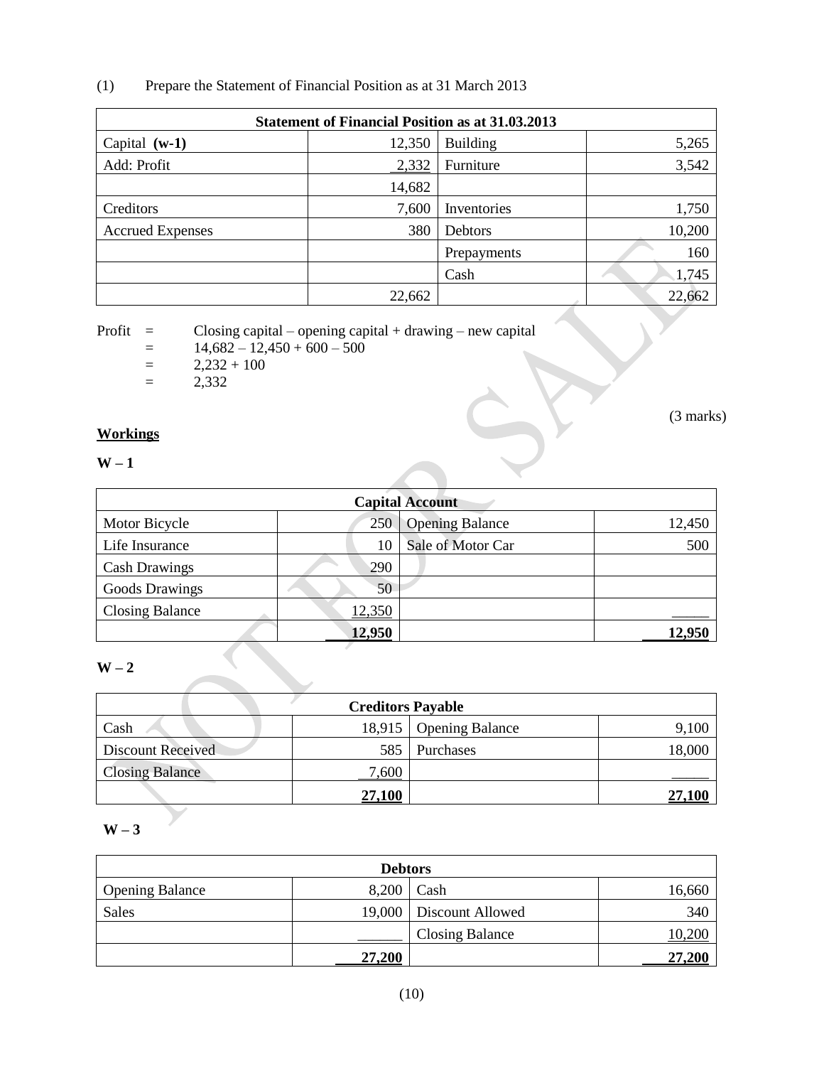(1) Prepare the Statement of Financial Position as at 31 March 2013

| Statement of Financial Position as at 31.03.2013 | | | |
|---|---|---|---|
| Capital **(w-1)** | 12,350 | Building | 5,265 |
| Add: Profit | 2,332 | Furniture | 3,542 |
| | 14,682 | | |
| Creditors | 7,600 | Inventories | 1,750 |
| Accrued Expenses | 380 | Debtors | 10,200 |
| | | Prepayments | 160 |
| | | Cash | 1,745 |
| | 22,662 | | 22,662 |

Profit = Closing capital – opening capital + drawing – new capital
= 14,682 – 12,450 + 600 – 500
= 2,232 + 100
= 2,332

(3 marks)

**Workings**

**W – 1**

| Capital Account | | | |
|---|---|---|---|
| Motor Bicycle | 250 | Opening Balance | 12,450 |
| Life Insurance | 10 | Sale of Motor Car | 500 |
| Cash Drawings | 290 | | |
| Goods Drawings | 50 | | |
| Closing Balance | 12,350 | | |
| | **12,950** | | **12,950** |

**W – 2**

| Creditors Payable | | | |
|---|---|---|---|
| Cash | 18,915 | Opening Balance | 9,100 |
| Discount Received | 585 | Purchases | 18,000 |
| Closing Balance | 7,600 | | |
| | **27,100** | | **27,100** |

**W – 3**

| Debtors | | | |
|---|---|---|---|
| Opening Balance | 8,200 | Cash | 16,660 |
| Sales | 19,000 | Discount Allowed | 340 |
| | | Closing Balance | 10,200 |
| | **27,200** | | **27,200** |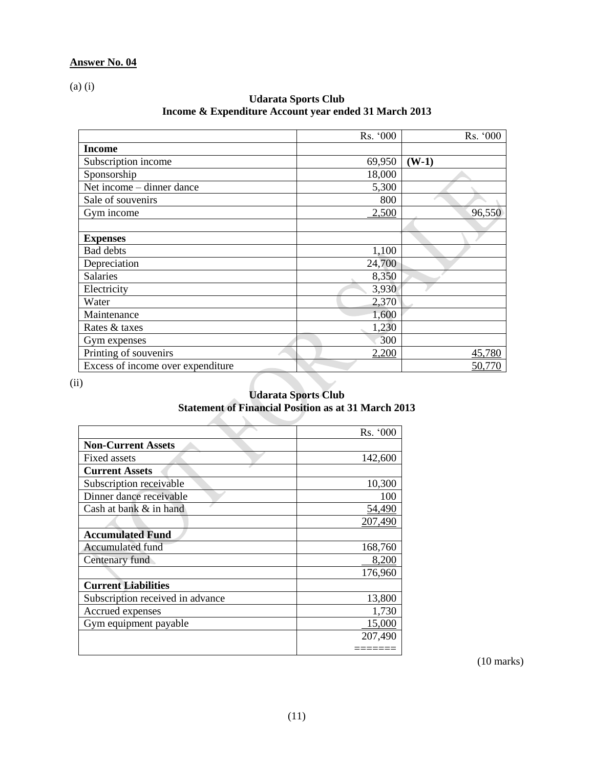**Answer No. 04**

(a) (i)

**Udarata Sports Club**
**Income & Expenditure Account year ended 31 March 2013**

| | Rs. '000 | Rs. '000 |
|---|---:|---:|
| **Income** | | |
| Subscription income | 69,950 | **(W-1)** |
| Sponsorship | 18,000 | |
| Net income – dinner dance | 5,300 | |
| Sale of souvenirs | 800 | |
| Gym income | 2,500 | 96,550 |
| | | |
| **Expenses** | | |
| Bad debts | 1,100 | |
| Depreciation | 24,700 | |
| Salaries | 8,350 | |
| Electricity | 3,930 | |
| Water | 2,370 | |
| Maintenance | 1,600 | |
| Rates & taxes | 1,230 | |
| Gym expenses | 300 | |
| Printing of souvenirs | 2,200 | 45,780 |
| Excess of income over expenditure | | 50,770 |

(ii)

**Udarata Sports Club**
**Statement of Financial Position as at 31 March 2013**

| | Rs. '000 |
|---|---:|
| **Non-Current Assets** | |
| Fixed assets | 142,600 |
| **Current Assets** | |
| Subscription receivable | 10,300 |
| Dinner dance receivable | 100 |
| Cash at bank & in hand | 54,490 |
| | 207,490 |
| **Accumulated Fund** | |
| Accumulated fund | 168,760 |
| Centenary fund | 8,200 |
| | 176,960 |
| **Current Liabilities** | |
| Subscription received in advance | 13,800 |
| Accrued expenses | 1,730 |
| Gym equipment payable | 15,000 |
| | 207,490 |
| | ======= |

(10 marks)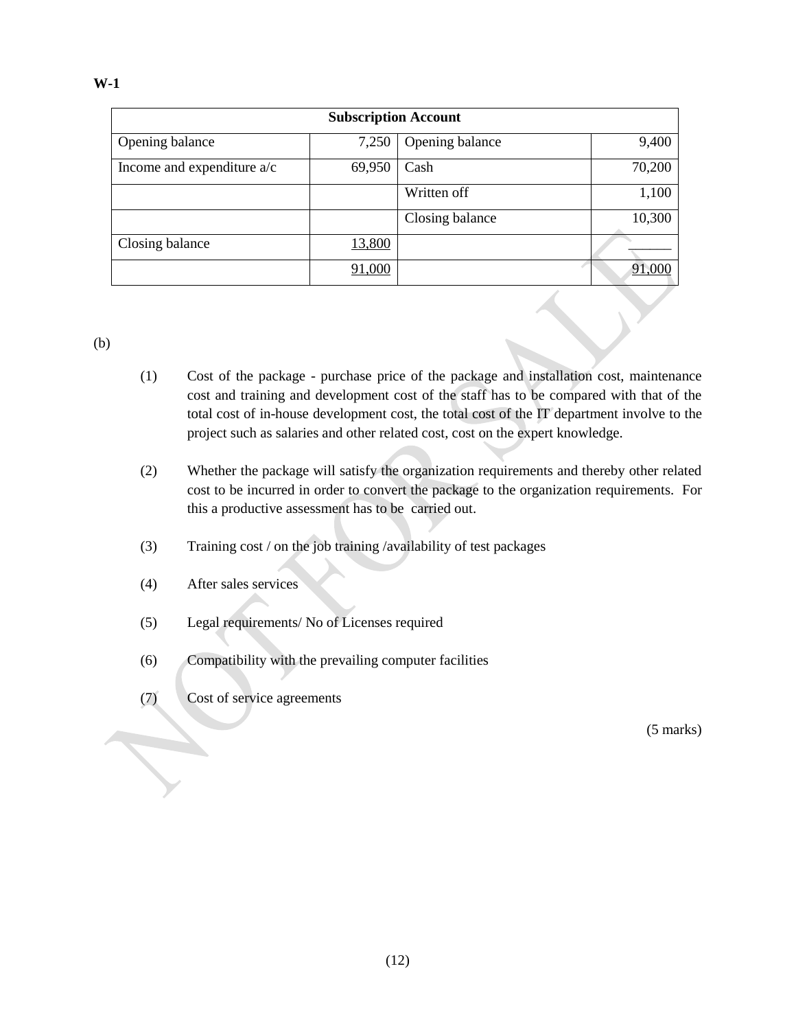**W-1**

| Subscription Account | | | |
|---|---|---|---|
| Opening balance | 7,250 | Opening balance | 9,400 |
| Income and expenditure a/c | 69,950 | Cash | 70,200 |
| | | Written off | 1,100 |
| | | Closing balance | 10,300 |
| Closing balance | 13,800 | | ______ |
| | 91,000 | | 91,000 |

(b)

(1) Cost of the package - purchase price of the package and installation cost, maintenance cost and training and development cost of the staff has to be compared with that of the total cost of in-house development cost, the total cost of the IT department involve to the project such as salaries and other related cost, cost on the expert knowledge.

(2) Whether the package will satisfy the organization requirements and thereby other related cost to be incurred in order to convert the package to the organization requirements. For this a productive assessment has to be carried out.

(3) Training cost / on the job training /availability of test packages

(4) After sales services

(5) Legal requirements/ No of Licenses required

(6) Compatibility with the prevailing computer facilities

(7) Cost of service agreements

(5 marks)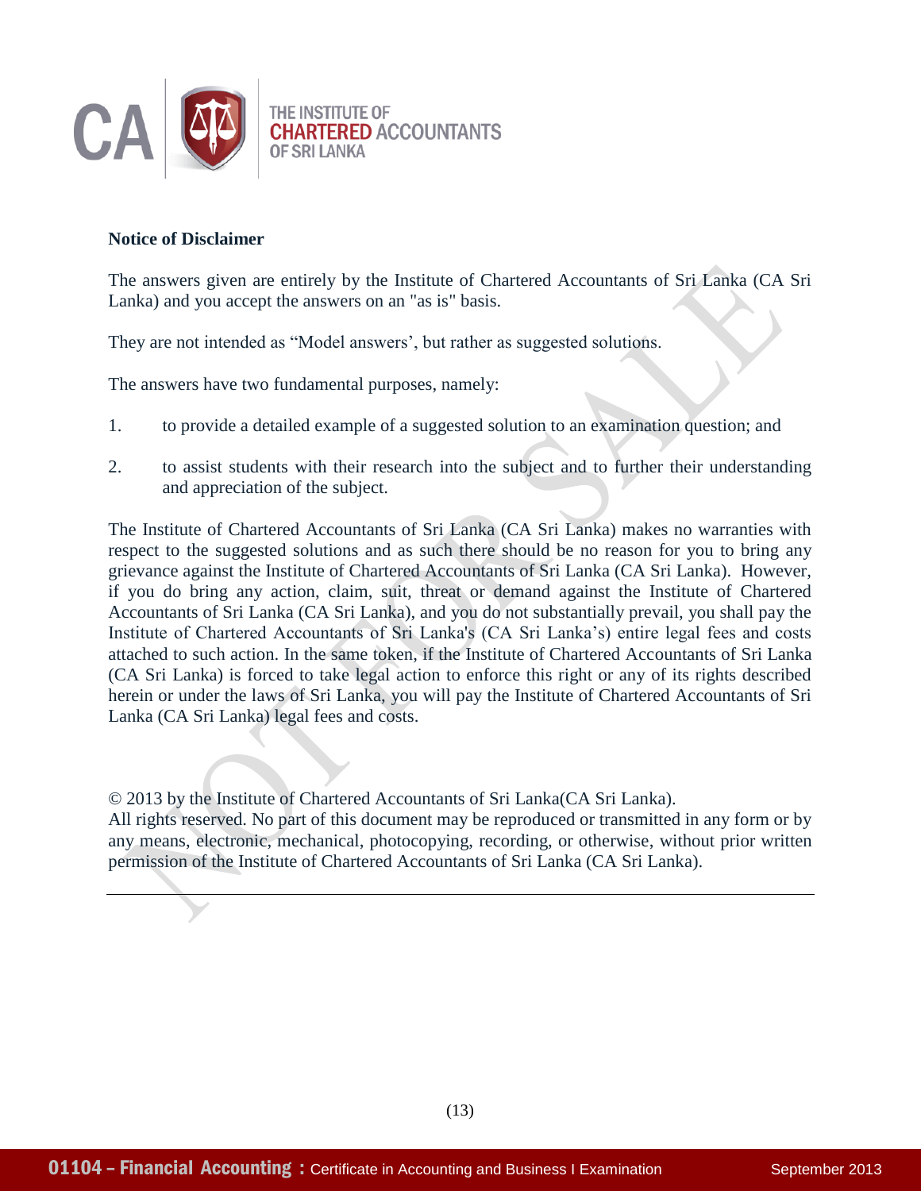**Notice of Disclaimer**

The answers given are entirely by the Institute of Chartered Accountants of Sri Lanka (CA Sri Lanka) and you accept the answers on an "as is" basis.

They are not intended as "Model answers', but rather as suggested solutions.

The answers have two fundamental purposes, namely:

1. to provide a detailed example of a suggested solution to an examination question; and

2. to assist students with their research into the subject and to further their understanding and appreciation of the subject.

The Institute of Chartered Accountants of Sri Lanka (CA Sri Lanka) makes no warranties with respect to the suggested solutions and as such there should be no reason for you to bring any grievance against the Institute of Chartered Accountants of Sri Lanka (CA Sri Lanka). However, if you do bring any action, claim, suit, threat or demand against the Institute of Chartered Accountants of Sri Lanka (CA Sri Lanka), and you do not substantially prevail, you shall pay the Institute of Chartered Accountants of Sri Lanka's (CA Sri Lanka's) entire legal fees and costs attached to such action. In the same token, if the Institute of Chartered Accountants of Sri Lanka (CA Sri Lanka) is forced to take legal action to enforce this right or any of its rights described herein or under the laws of Sri Lanka, you will pay the Institute of Chartered Accountants of Sri Lanka (CA Sri Lanka) legal fees and costs.

© 2013 by the Institute of Chartered Accountants of Sri Lanka(CA Sri Lanka).
All rights reserved. No part of this document may be reproduced or transmitted in any form or by any means, electronic, mechanical, photocopying, recording, or otherwise, without prior written permission of the Institute of Chartered Accountants of Sri Lanka (CA Sri Lanka).